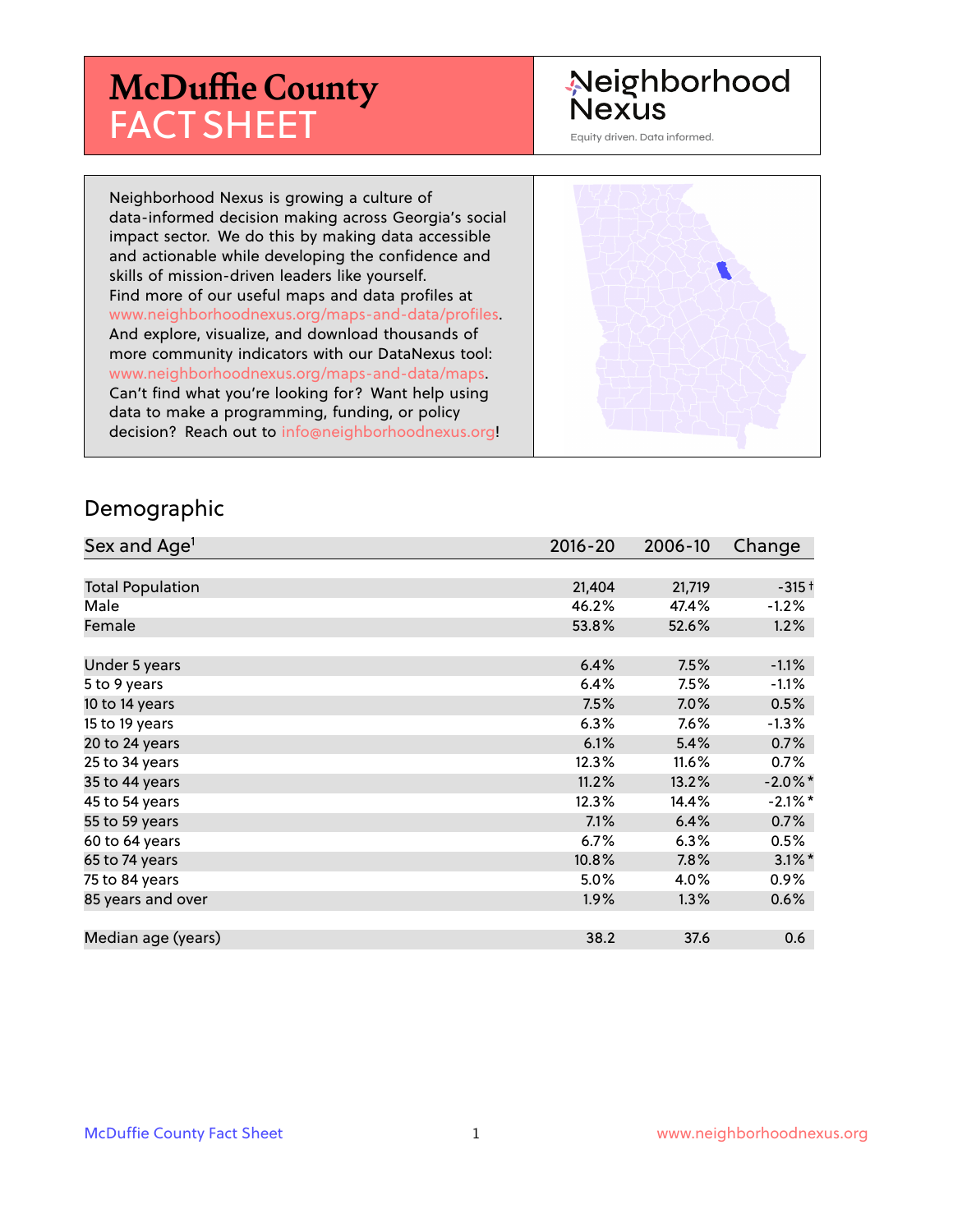# McDuffie County FACT SHEET

Neighborhood Nexus

Equity driven. Data informed.

Neighborhood Nexus is growing a culture of data-informed decision making across Georgia's social impact sector. We do this by making data accessible and actionable while developing the confidence and skills of mission-driven leaders like yourself. Find more of our useful maps and data profiles at www.neighborhoodnexus.org/maps-and-data/profiles. And explore, visualize, and download thousands of more community indicators with our DataNexus tool: www.neighborhoodnexus.org/maps-and-data/maps. Can't find what you're looking for? Want help using data to make a programming, funding, or policy decision? Reach out to info@neighborhoodnexus.org!

## Demographic

| Sex and Age[1] | 2016-20 | 2006-10 | Change |
|---|---|---|---|
| Total Population | 21,404 | 21,719 | -315 † |
| Male | 46.2% | 47.4% | -1.2% |
| Female | 53.8% | 52.6% | 1.2% |
| Under 5 years | 6.4% | 7.5% | -1.1% |
| 5 to 9 years | 6.4% | 7.5% | -1.1% |
| 10 to 14 years | 7.5% | 7.0% | 0.5% |
| 15 to 19 years | 6.3% | 7.6% | -1.3% |
| 20 to 24 years | 6.1% | 5.4% | 0.7% |
| 25 to 34 years | 12.3% | 11.6% | 0.7% |
| 35 to 44 years | 11.2% | 13.2% | -2.0%* |
| 45 to 54 years | 12.3% | 14.4% | -2.1%* |
| 55 to 59 years | 7.1% | 6.4% | 0.7% |
| 60 to 64 years | 6.7% | 6.3% | 0.5% |
| 65 to 74 years | 10.8% | 7.8% | 3.1%* |
| 75 to 84 years | 5.0% | 4.0% | 0.9% |
| 85 years and over | 1.9% | 1.3% | 0.6% |
| Median age (years) | 38.2 | 37.6 | 0.6 |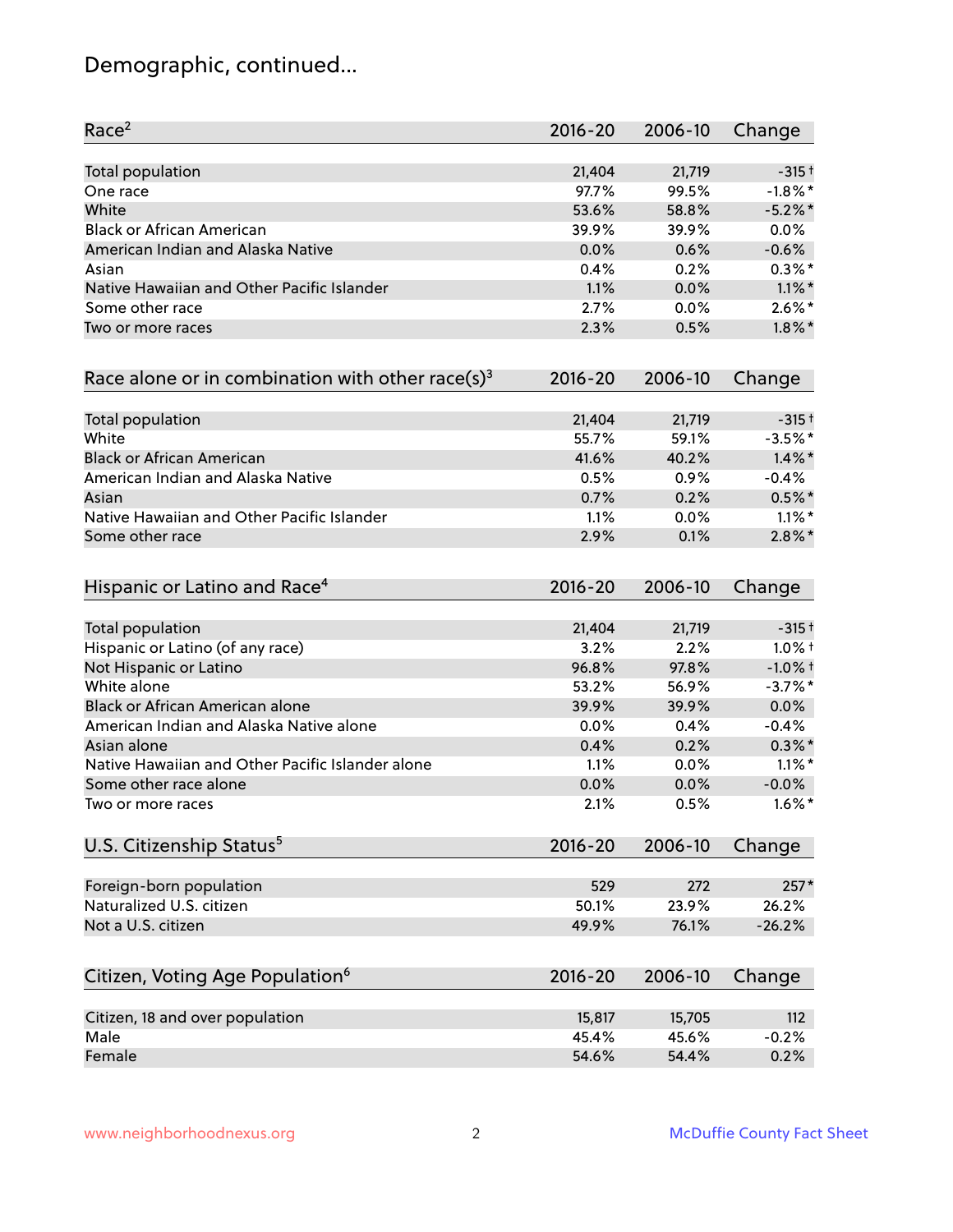## Demographic, continued...

| Race[2] | 2016-20 | 2006-10 | Change |
|---|---|---|---|
| Total population | 21,404 | 21,719 | -315 † |
| One race | 97.7% | 99.5% | -1.8% * |
| White | 53.6% | 58.8% | -5.2% * |
| Black or African American | 39.9% | 39.9% | 0.0% |
| American Indian and Alaska Native | 0.0% | 0.6% | -0.6% |
| Asian | 0.4% | 0.2% | 0.3% * |
| Native Hawaiian and Other Pacific Islander | 1.1% | 0.0% | 1.1% * |
| Some other race | 2.7% | 0.0% | 2.6% * |
| Two or more races | 2.3% | 0.5% | 1.8% * |

| Race alone or in combination with other race(s)[3] | 2016-20 | 2006-10 | Change |
|---|---|---|---|
| Total population | 21,404 | 21,719 | -315 † |
| White | 55.7% | 59.1% | -3.5% * |
| Black or African American | 41.6% | 40.2% | 1.4% * |
| American Indian and Alaska Native | 0.5% | 0.9% | -0.4% |
| Asian | 0.7% | 0.2% | 0.5% * |
| Native Hawaiian and Other Pacific Islander | 1.1% | 0.0% | 1.1% * |
| Some other race | 2.9% | 0.1% | 2.8% * |

| Hispanic or Latino and Race[4] | 2016-20 | 2006-10 | Change |
|---|---|---|---|
| Total population | 21,404 | 21,719 | -315 † |
| Hispanic or Latino (of any race) | 3.2% | 2.2% | 1.0% † |
| Not Hispanic or Latino | 96.8% | 97.8% | -1.0% † |
| White alone | 53.2% | 56.9% | -3.7% * |
| Black or African American alone | 39.9% | 39.9% | 0.0% |
| American Indian and Alaska Native alone | 0.0% | 0.4% | -0.4% |
| Asian alone | 0.4% | 0.2% | 0.3% * |
| Native Hawaiian and Other Pacific Islander alone | 1.1% | 0.0% | 1.1% * |
| Some other race alone | 0.0% | 0.0% | -0.0% |
| Two or more races | 2.1% | 0.5% | 1.6% * |

| U.S. Citizenship Status[5] | 2016-20 | 2006-10 | Change |
|---|---|---|---|
| Foreign-born population | 529 | 272 | 257 * |
| Naturalized U.S. citizen | 50.1% | 23.9% | 26.2% |
| Not a U.S. citizen | 49.9% | 76.1% | -26.2% |

| Citizen, Voting Age Population[6] | 2016-20 | 2006-10 | Change |
|---|---|---|---|
| Citizen, 18 and over population | 15,817 | 15,705 | 112 |
| Male | 45.4% | 45.6% | -0.2% |
| Female | 54.6% | 54.4% | 0.2% |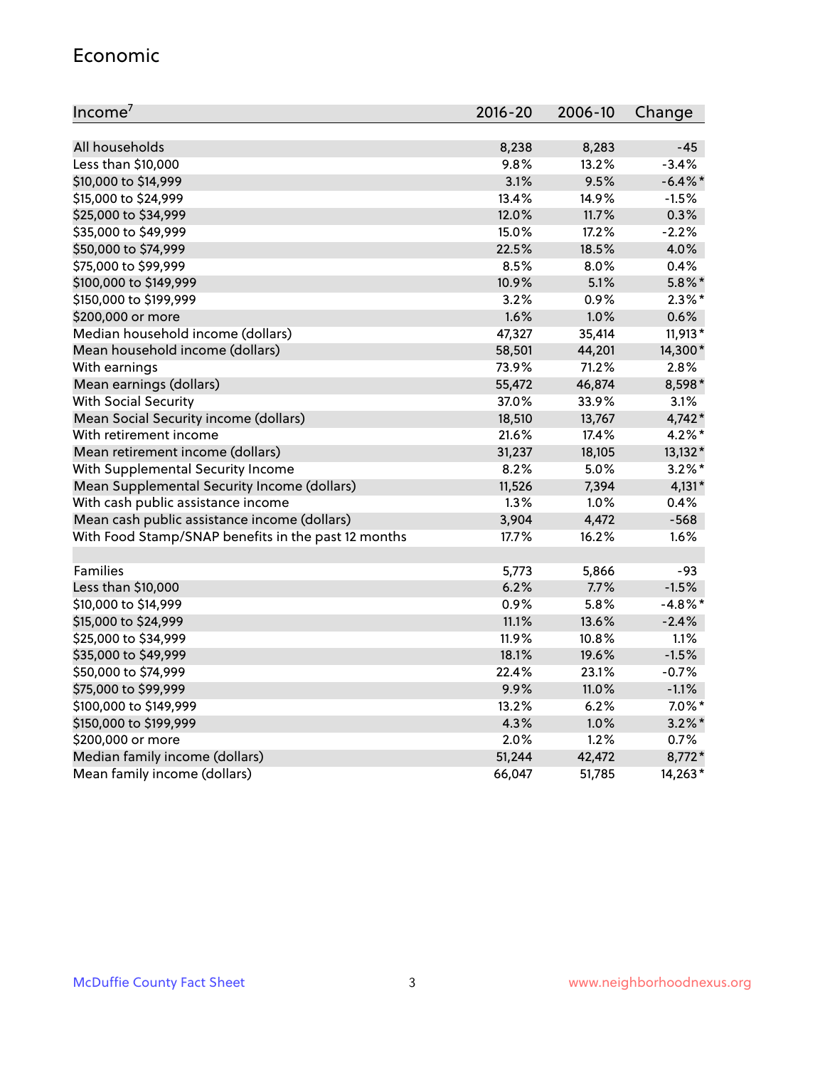## Economic

| Income[7] | 2016-20 | 2006-10 | Change |
|---|---|---|---|
| All households | 8,238 | 8,283 | -45 |
| Less than $10,000 | 9.8% | 13.2% | -3.4% |
| $10,000 to $14,999 | 3.1% | 9.5% | -6.4%* |
| $15,000 to $24,999 | 13.4% | 14.9% | -1.5% |
| $25,000 to $34,999 | 12.0% | 11.7% | 0.3% |
| $35,000 to $49,999 | 15.0% | 17.2% | -2.2% |
| $50,000 to $74,999 | 22.5% | 18.5% | 4.0% |
| $75,000 to $99,999 | 8.5% | 8.0% | 0.4% |
| $100,000 to $149,999 | 10.9% | 5.1% | 5.8%* |
| $150,000 to $199,999 | 3.2% | 0.9% | 2.3%* |
| $200,000 or more | 1.6% | 1.0% | 0.6% |
| Median household income (dollars) | 47,327 | 35,414 | 11,913* |
| Mean household income (dollars) | 58,501 | 44,201 | 14,300* |
| With earnings | 73.9% | 71.2% | 2.8% |
| Mean earnings (dollars) | 55,472 | 46,874 | 8,598* |
| With Social Security | 37.0% | 33.9% | 3.1% |
| Mean Social Security income (dollars) | 18,510 | 13,767 | 4,742* |
| With retirement income | 21.6% | 17.4% | 4.2%* |
| Mean retirement income (dollars) | 31,237 | 18,105 | 13,132* |
| With Supplemental Security Income | 8.2% | 5.0% | 3.2%* |
| Mean Supplemental Security Income (dollars) | 11,526 | 7,394 | 4,131* |
| With cash public assistance income | 1.3% | 1.0% | 0.4% |
| Mean cash public assistance income (dollars) | 3,904 | 4,472 | -568 |
| With Food Stamp/SNAP benefits in the past 12 months | 17.7% | 16.2% | 1.6% |
| | | | |
| Families | 5,773 | 5,866 | -93 |
| Less than $10,000 | 6.2% | 7.7% | -1.5% |
| $10,000 to $14,999 | 0.9% | 5.8% | -4.8%* |
| $15,000 to $24,999 | 11.1% | 13.6% | -2.4% |
| $25,000 to $34,999 | 11.9% | 10.8% | 1.1% |
| $35,000 to $49,999 | 18.1% | 19.6% | -1.5% |
| $50,000 to $74,999 | 22.4% | 23.1% | -0.7% |
| $75,000 to $99,999 | 9.9% | 11.0% | -1.1% |
| $100,000 to $149,999 | 13.2% | 6.2% | 7.0%* |
| $150,000 to $199,999 | 4.3% | 1.0% | 3.2%* |
| $200,000 or more | 2.0% | 1.2% | 0.7% |
| Median family income (dollars) | 51,244 | 42,472 | 8,772* |
| Mean family income (dollars) | 66,047 | 51,785 | 14,263* |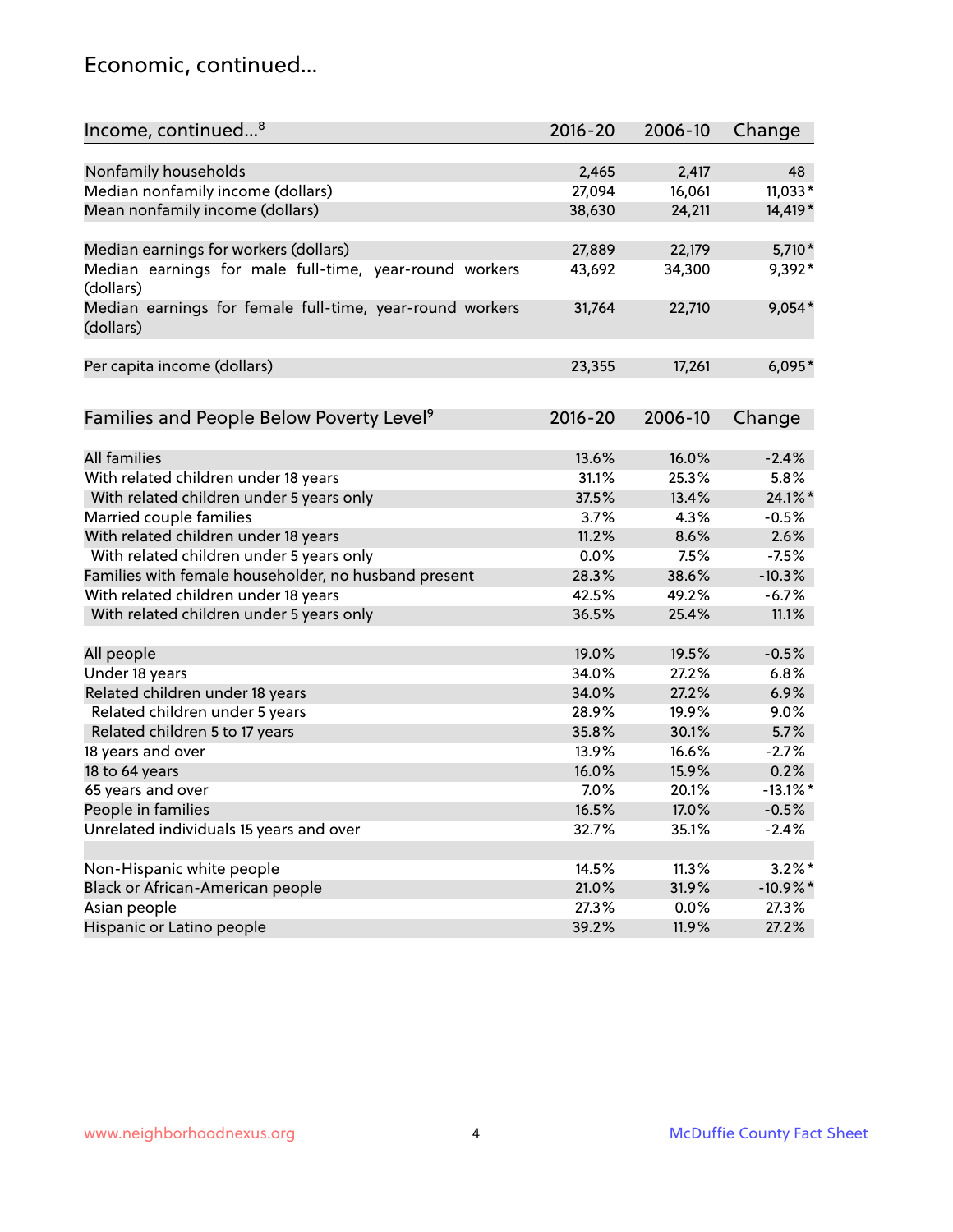## Economic, continued...

| Income, continued...[8] | 2016-20 | 2006-10 | Change |
|---|---|---|---|
| Nonfamily households | 2,465 | 2,417 | 48 |
| Median nonfamily income (dollars) | 27,094 | 16,061 | 11,033* |
| Mean nonfamily income (dollars) | 38,630 | 24,211 | 14,419* |
| Median earnings for workers (dollars) | 27,889 | 22,179 | 5,710* |
| Median earnings for male full-time, year-round workers (dollars) | 43,692 | 34,300 | 9,392* |
| Median earnings for female full-time, year-round workers (dollars) | 31,764 | 22,710 | 9,054* |
| Per capita income (dollars) | 23,355 | 17,261 | 6,095* |

| Families and People Below Poverty Level[9] | 2016-20 | 2006-10 | Change |
|---|---|---|---|
| All families | 13.6% | 16.0% | -2.4% |
| With related children under 18 years | 31.1% | 25.3% | 5.8% |
| With related children under 5 years only | 37.5% | 13.4% | 24.1%* |
| Married couple families | 3.7% | 4.3% | -0.5% |
| With related children under 18 years | 11.2% | 8.6% | 2.6% |
| With related children under 5 years only | 0.0% | 7.5% | -7.5% |
| Families with female householder, no husband present | 28.3% | 38.6% | -10.3% |
| With related children under 18 years | 42.5% | 49.2% | -6.7% |
| With related children under 5 years only | 36.5% | 25.4% | 11.1% |
| All people | 19.0% | 19.5% | -0.5% |
| Under 18 years | 34.0% | 27.2% | 6.8% |
| Related children under 18 years | 34.0% | 27.2% | 6.9% |
| Related children under 5 years | 28.9% | 19.9% | 9.0% |
| Related children 5 to 17 years | 35.8% | 30.1% | 5.7% |
| 18 years and over | 13.9% | 16.6% | -2.7% |
| 18 to 64 years | 16.0% | 15.9% | 0.2% |
| 65 years and over | 7.0% | 20.1% | -13.1%* |
| People in families | 16.5% | 17.0% | -0.5% |
| Unrelated individuals 15 years and over | 32.7% | 35.1% | -2.4% |
| Non-Hispanic white people | 14.5% | 11.3% | 3.2%* |
| Black or African-American people | 21.0% | 31.9% | -10.9%* |
| Asian people | 27.3% | 0.0% | 27.3% |
| Hispanic or Latino people | 39.2% | 11.9% | 27.2% |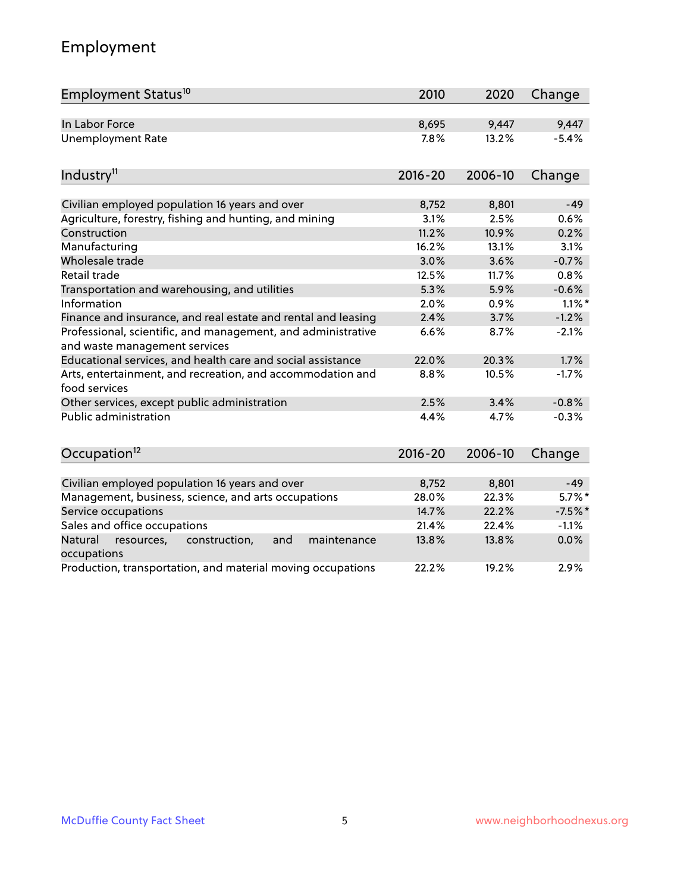## Employment

| Employment Status[10] | 2010 | 2020 | Change |
|---|---|---|---|
| In Labor Force | 8,695 | 9,447 | 9,447 |
| Unemployment Rate | 7.8% | 13.2% | -5.4% |

| Industry[11] | 2016-20 | 2006-10 | Change |
|---|---|---|---|
| Civilian employed population 16 years and over | 8,752 | 8,801 | -49 |
| Agriculture, forestry, fishing and hunting, and mining | 3.1% | 2.5% | 0.6% |
| Construction | 11.2% | 10.9% | 0.2% |
| Manufacturing | 16.2% | 13.1% | 3.1% |
| Wholesale trade | 3.0% | 3.6% | -0.7% |
| Retail trade | 12.5% | 11.7% | 0.8% |
| Transportation and warehousing, and utilities | 5.3% | 5.9% | -0.6% |
| Information | 2.0% | 0.9% | 1.1%* |
| Finance and insurance, and real estate and rental and leasing | 2.4% | 3.7% | -1.2% |
| Professional, scientific, and management, and administrative and waste management services | 6.6% | 8.7% | -2.1% |
| Educational services, and health care and social assistance | 22.0% | 20.3% | 1.7% |
| Arts, entertainment, and recreation, and accommodation and food services | 8.8% | 10.5% | -1.7% |
| Other services, except public administration | 2.5% | 3.4% | -0.8% |
| Public administration | 4.4% | 4.7% | -0.3% |

| Occupation[12] | 2016-20 | 2006-10 | Change |
|---|---|---|---|
| Civilian employed population 16 years and over | 8,752 | 8,801 | -49 |
| Management, business, science, and arts occupations | 28.0% | 22.3% | 5.7%* |
| Service occupations | 14.7% | 22.2% | -7.5%* |
| Sales and office occupations | 21.4% | 22.4% | -1.1% |
| Natural resources, construction, and maintenance occupations | 13.8% | 13.8% | 0.0% |
| Production, transportation, and material moving occupations | 22.2% | 19.2% | 2.9% |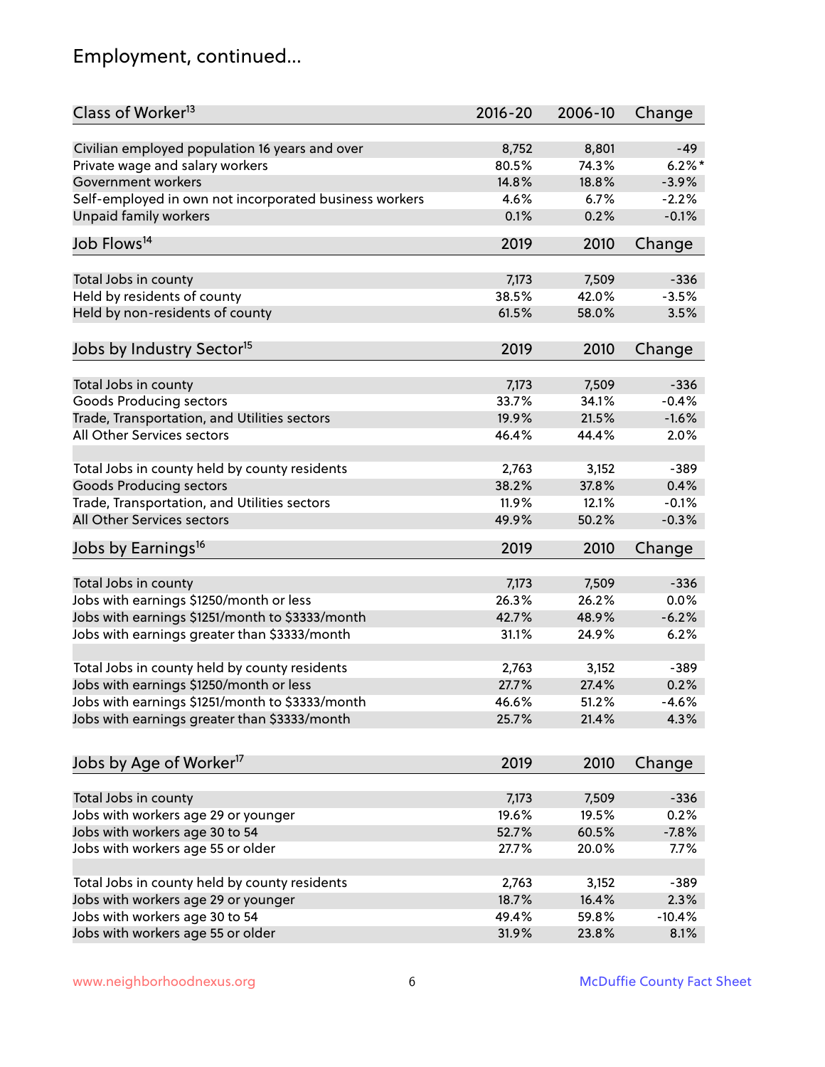## Employment, continued...

| Class of Worker[13] | 2016-20 | 2006-10 | Change |
|---|---|---|---|
| Civilian employed population 16 years and over | 8,752 | 8,801 | -49 |
| Private wage and salary workers | 80.5% | 74.3% | 6.2%* |
| Government workers | 14.8% | 18.8% | -3.9% |
| Self-employed in own not incorporated business workers | 4.6% | 6.7% | -2.2% |
| Unpaid family workers | 0.1% | 0.2% | -0.1% |

| Job Flows[14] | 2019 | 2010 | Change |
|---|---|---|---|
| Total Jobs in county | 7,173 | 7,509 | -336 |
| Held by residents of county | 38.5% | 42.0% | -3.5% |
| Held by non-residents of county | 61.5% | 58.0% | 3.5% |

| Jobs by Industry Sector[15] | 2019 | 2010 | Change |
|---|---|---|---|
| Total Jobs in county | 7,173 | 7,509 | -336 |
| Goods Producing sectors | 33.7% | 34.1% | -0.4% |
| Trade, Transportation, and Utilities sectors | 19.9% | 21.5% | -1.6% |
| All Other Services sectors | 46.4% | 44.4% | 2.0% |
| | | | |
| Total Jobs in county held by county residents | 2,763 | 3,152 | -389 |
| Goods Producing sectors | 38.2% | 37.8% | 0.4% |
| Trade, Transportation, and Utilities sectors | 11.9% | 12.1% | -0.1% |
| All Other Services sectors | 49.9% | 50.2% | -0.3% |

| Jobs by Earnings[16] | 2019 | 2010 | Change |
|---|---|---|---|
| Total Jobs in county | 7,173 | 7,509 | -336 |
| Jobs with earnings $1250/month or less | 26.3% | 26.2% | 0.0% |
| Jobs with earnings $1251/month to $3333/month | 42.7% | 48.9% | -6.2% |
| Jobs with earnings greater than $3333/month | 31.1% | 24.9% | 6.2% |
| | | | |
| Total Jobs in county held by county residents | 2,763 | 3,152 | -389 |
| Jobs with earnings $1250/month or less | 27.7% | 27.4% | 0.2% |
| Jobs with earnings $1251/month to $3333/month | 46.6% | 51.2% | -4.6% |
| Jobs with earnings greater than $3333/month | 25.7% | 21.4% | 4.3% |

| Jobs by Age of Worker[17] | 2019 | 2010 | Change |
|---|---|---|---|
| Total Jobs in county | 7,173 | 7,509 | -336 |
| Jobs with workers age 29 or younger | 19.6% | 19.5% | 0.2% |
| Jobs with workers age 30 to 54 | 52.7% | 60.5% | -7.8% |
| Jobs with workers age 55 or older | 27.7% | 20.0% | 7.7% |
| | | | |
| Total Jobs in county held by county residents | 2,763 | 3,152 | -389 |
| Jobs with workers age 29 or younger | 18.7% | 16.4% | 2.3% |
| Jobs with workers age 30 to 54 | 49.4% | 59.8% | -10.4% |
| Jobs with workers age 55 or older | 31.9% | 23.8% | 8.1% |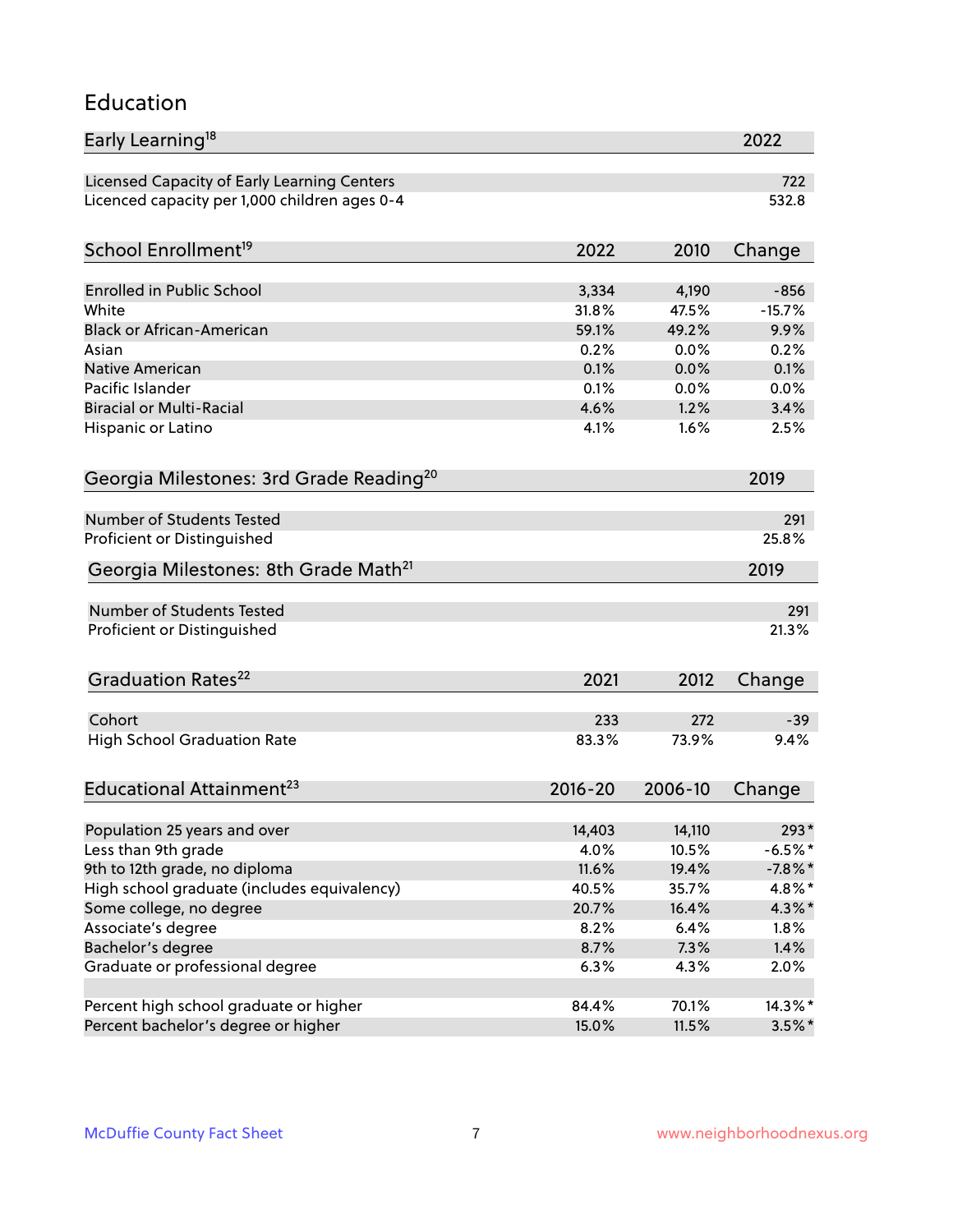## Education

| Early Learning[18] | 2022 |
|---|---|
| Licensed Capacity of Early Learning Centers | 722 |
| Licenced capacity per 1,000 children ages 0-4 | 532.8 |

| School Enrollment[19] | 2022 | 2010 | Change |
|---|---|---|---|
| Enrolled in Public School | 3,334 | 4,190 | -856 |
| White | 31.8% | 47.5% | -15.7% |
| Black or African-American | 59.1% | 49.2% | 9.9% |
| Asian | 0.2% | 0.0% | 0.2% |
| Native American | 0.1% | 0.0% | 0.1% |
| Pacific Islander | 0.1% | 0.0% | 0.0% |
| Biracial or Multi-Racial | 4.6% | 1.2% | 3.4% |
| Hispanic or Latino | 4.1% | 1.6% | 2.5% |

| Georgia Milestones: 3rd Grade Reading[20] | 2019 |
|---|---|
| Number of Students Tested | 291 |
| Proficient or Distinguished | 25.8% |

| Georgia Milestones: 8th Grade Math[21] | 2019 |
|---|---|
| Number of Students Tested | 291 |
| Proficient or Distinguished | 21.3% |

| Graduation Rates[22] | 2021 | 2012 | Change |
|---|---|---|---|
| Cohort | 233 | 272 | -39 |
| High School Graduation Rate | 83.3% | 73.9% | 9.4% |

| Educational Attainment[23] | 2016-20 | 2006-10 | Change |
|---|---|---|---|
| Population 25 years and over | 14,403 | 14,110 | 293* |
| Less than 9th grade | 4.0% | 10.5% | -6.5%* |
| 9th to 12th grade, no diploma | 11.6% | 19.4% | -7.8%* |
| High school graduate (includes equivalency) | 40.5% | 35.7% | 4.8%* |
| Some college, no degree | 20.7% | 16.4% | 4.3%* |
| Associate's degree | 8.2% | 6.4% | 1.8% |
| Bachelor's degree | 8.7% | 7.3% | 1.4% |
| Graduate or professional degree | 6.3% | 4.3% | 2.0% |
| | | | |
| Percent high school graduate or higher | 84.4% | 70.1% | 14.3%* |
| Percent bachelor's degree or higher | 15.0% | 11.5% | 3.5%* |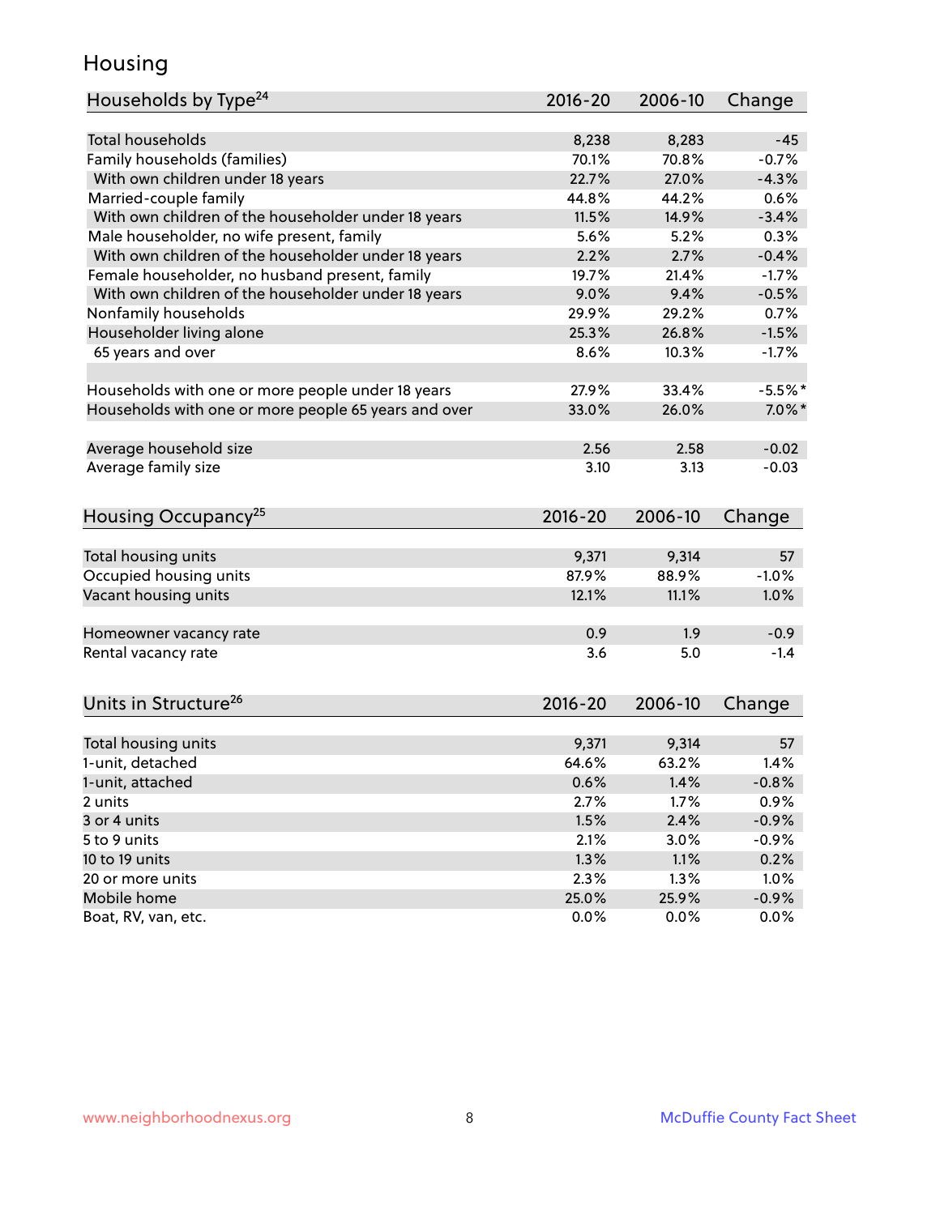## Housing

| Households by Type[24] | 2016-20 | 2006-10 | Change |
|---|---|---|---|
| Total households | 8,238 | 8,283 | -45 |
| Family households (families) | 70.1% | 70.8% | -0.7% |
| With own children under 18 years | 22.7% | 27.0% | -4.3% |
| Married-couple family | 44.8% | 44.2% | 0.6% |
| With own children of the householder under 18 years | 11.5% | 14.9% | -3.4% |
| Male householder, no wife present, family | 5.6% | 5.2% | 0.3% |
| With own children of the householder under 18 years | 2.2% | 2.7% | -0.4% |
| Female householder, no husband present, family | 19.7% | 21.4% | -1.7% |
| With own children of the householder under 18 years | 9.0% | 9.4% | -0.5% |
| Nonfamily households | 29.9% | 29.2% | 0.7% |
| Householder living alone | 25.3% | 26.8% | -1.5% |
| 65 years and over | 8.6% | 10.3% | -1.7% |
| | | | |
| Households with one or more people under 18 years | 27.9% | 33.4% | -5.5%* |
| Households with one or more people 65 years and over | 33.0% | 26.0% | 7.0%* |
| | | | |
| Average household size | 2.56 | 2.58 | -0.02 |
| Average family size | 3.10 | 3.13 | -0.03 |

| Housing Occupancy[25] | 2016-20 | 2006-10 | Change |
|---|---|---|---|
| Total housing units | 9,371 | 9,314 | 57 |
| Occupied housing units | 87.9% | 88.9% | -1.0% |
| Vacant housing units | 12.1% | 11.1% | 1.0% |
| | | | |
| Homeowner vacancy rate | 0.9 | 1.9 | -0.9 |
| Rental vacancy rate | 3.6 | 5.0 | -1.4 |

| Units in Structure[26] | 2016-20 | 2006-10 | Change |
|---|---|---|---|
| Total housing units | 9,371 | 9,314 | 57 |
| 1-unit, detached | 64.6% | 63.2% | 1.4% |
| 1-unit, attached | 0.6% | 1.4% | -0.8% |
| 2 units | 2.7% | 1.7% | 0.9% |
| 3 or 4 units | 1.5% | 2.4% | -0.9% |
| 5 to 9 units | 2.1% | 3.0% | -0.9% |
| 10 to 19 units | 1.3% | 1.1% | 0.2% |
| 20 or more units | 2.3% | 1.3% | 1.0% |
| Mobile home | 25.0% | 25.9% | -0.9% |
| Boat, RV, van, etc. | 0.0% | 0.0% | 0.0% |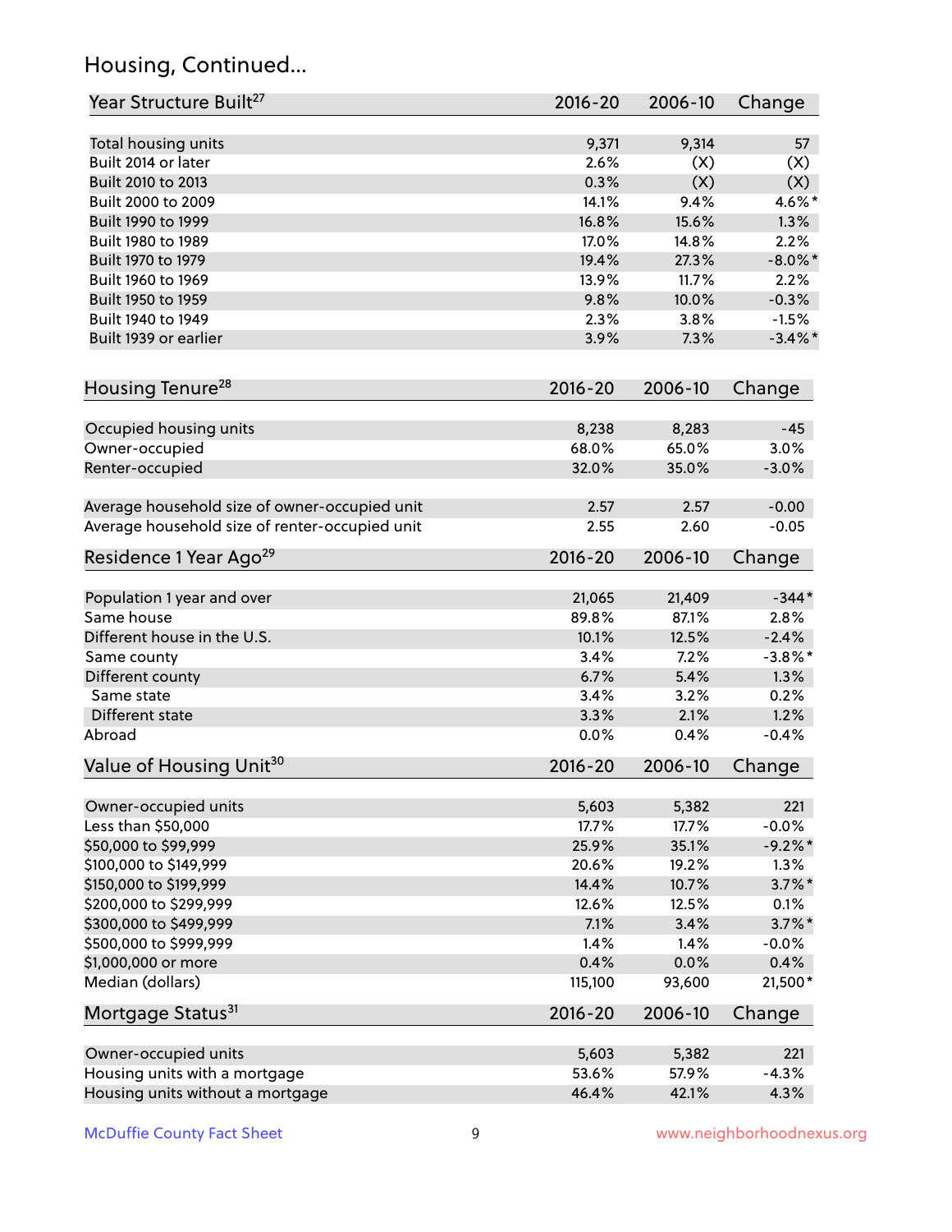## Housing, Continued...

| Year Structure Built[27] | 2016-20 | 2006-10 | Change |
|---|---|---|---|
| Total housing units | 9,371 | 9,314 | 57 |
| Built 2014 or later | 2.6% | (X) | (X) |
| Built 2010 to 2013 | 0.3% | (X) | (X) |
| Built 2000 to 2009 | 14.1% | 9.4% | 4.6%* |
| Built 1990 to 1999 | 16.8% | 15.6% | 1.3% |
| Built 1980 to 1989 | 17.0% | 14.8% | 2.2% |
| Built 1970 to 1979 | 19.4% | 27.3% | -8.0%* |
| Built 1960 to 1969 | 13.9% | 11.7% | 2.2% |
| Built 1950 to 1959 | 9.8% | 10.0% | -0.3% |
| Built 1940 to 1949 | 2.3% | 3.8% | -1.5% |
| Built 1939 or earlier | 3.9% | 7.3% | -3.4%* |

| Housing Tenure[28] | 2016-20 | 2006-10 | Change |
|---|---|---|---|
| Occupied housing units | 8,238 | 8,283 | -45 |
| Owner-occupied | 68.0% | 65.0% | 3.0% |
| Renter-occupied | 32.0% | 35.0% | -3.0% |
| Average household size of owner-occupied unit | 2.57 | 2.57 | -0.00 |
| Average household size of renter-occupied unit | 2.55 | 2.60 | -0.05 |

| Residence 1 Year Ago[29] | 2016-20 | 2006-10 | Change |
|---|---|---|---|
| Population 1 year and over | 21,065 | 21,409 | -344* |
| Same house | 89.8% | 87.1% | 2.8% |
| Different house in the U.S. | 10.1% | 12.5% | -2.4% |
| Same county | 3.4% | 7.2% | -3.8%* |
| Different county | 6.7% | 5.4% | 1.3% |
| Same state | 3.4% | 3.2% | 0.2% |
| Different state | 3.3% | 2.1% | 1.2% |
| Abroad | 0.0% | 0.4% | -0.4% |

| Value of Housing Unit[30] | 2016-20 | 2006-10 | Change |
|---|---|---|---|
| Owner-occupied units | 5,603 | 5,382 | 221 |
| Less than $50,000 | 17.7% | 17.7% | -0.0% |
| $50,000 to $99,999 | 25.9% | 35.1% | -9.2%* |
| $100,000 to $149,999 | 20.6% | 19.2% | 1.3% |
| $150,000 to $199,999 | 14.4% | 10.7% | 3.7%* |
| $200,000 to $299,999 | 12.6% | 12.5% | 0.1% |
| $300,000 to $499,999 | 7.1% | 3.4% | 3.7%* |
| $500,000 to $999,999 | 1.4% | 1.4% | -0.0% |
| $1,000,000 or more | 0.4% | 0.0% | 0.4% |
| Median (dollars) | 115,100 | 93,600 | 21,500* |

| Mortgage Status[31] | 2016-20 | 2006-10 | Change |
|---|---|---|---|
| Owner-occupied units | 5,603 | 5,382 | 221 |
| Housing units with a mortgage | 53.6% | 57.9% | -4.3% |
| Housing units without a mortgage | 46.4% | 42.1% | 4.3% |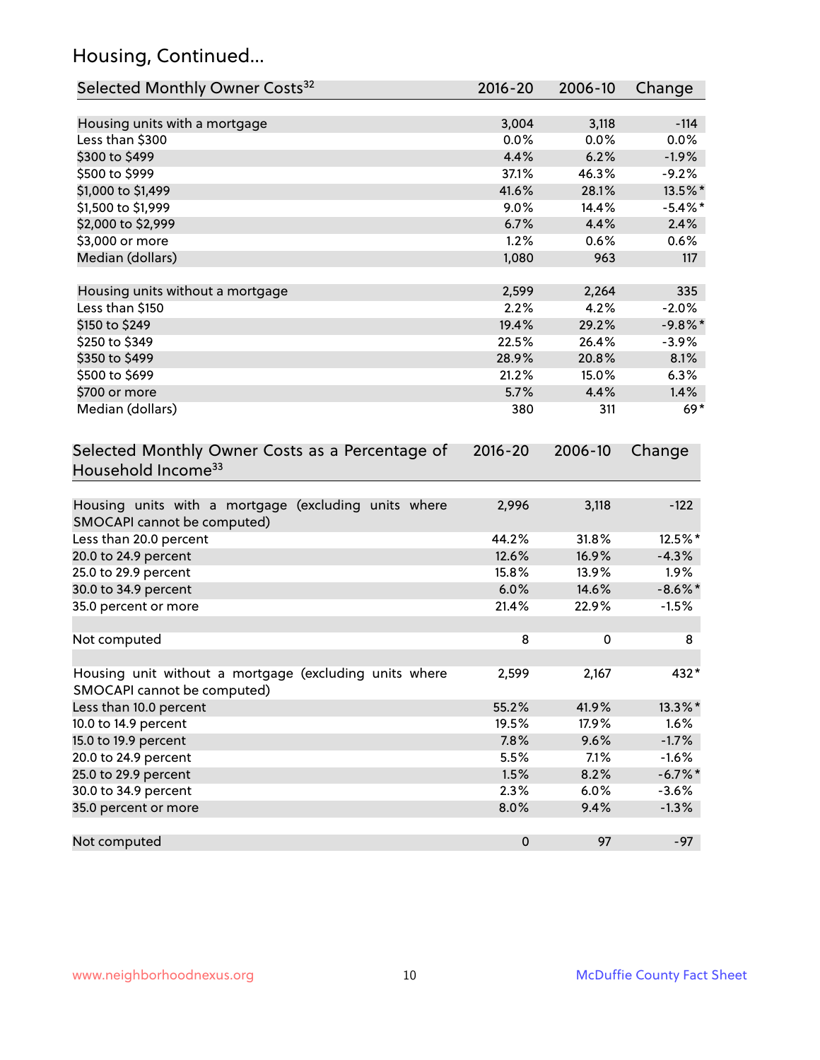## Housing, Continued...

| Selected Monthly Owner Costs[32] | 2016-20 | 2006-10 | Change |
|---|---|---|---|
| Housing units with a mortgage | 3,004 | 3,118 | -114 |
| Less than $300 | 0.0% | 0.0% | 0.0% |
| $300 to $499 | 4.4% | 6.2% | -1.9% |
| $500 to $999 | 37.1% | 46.3% | -9.2% |
| $1,000 to $1,499 | 41.6% | 28.1% | 13.5%* |
| $1,500 to $1,999 | 9.0% | 14.4% | -5.4%* |
| $2,000 to $2,999 | 6.7% | 4.4% | 2.4% |
| $3,000 or more | 1.2% | 0.6% | 0.6% |
| Median (dollars) | 1,080 | 963 | 117 |
| | | | |
| Housing units without a mortgage | 2,599 | 2,264 | 335 |
| Less than $150 | 2.2% | 4.2% | -2.0% |
| $150 to $249 | 19.4% | 29.2% | -9.8%* |
| $250 to $349 | 22.5% | 26.4% | -3.9% |
| $350 to $499 | 28.9% | 20.8% | 8.1% |
| $500 to $699 | 21.2% | 15.0% | 6.3% |
| $700 or more | 5.7% | 4.4% | 1.4% |
| Median (dollars) | 380 | 311 | 69* |

| Selected Monthly Owner Costs as a Percentage of Household Income[33] | 2016-20 | 2006-10 | Change |
|---|---|---|---|
| Housing units with a mortgage (excluding units where SMOCAPI cannot be computed) | 2,996 | 3,118 | -122 |
| Less than 20.0 percent | 44.2% | 31.8% | 12.5%* |
| 20.0 to 24.9 percent | 12.6% | 16.9% | -4.3% |
| 25.0 to 29.9 percent | 15.8% | 13.9% | 1.9% |
| 30.0 to 34.9 percent | 6.0% | 14.6% | -8.6%* |
| 35.0 percent or more | 21.4% | 22.9% | -1.5% |
| | | | |
| Not computed | 8 | 0 | 8 |
| | | | |
| Housing unit without a mortgage (excluding units where SMOCAPI cannot be computed) | 2,599 | 2,167 | 432* |
| Less than 10.0 percent | 55.2% | 41.9% | 13.3%* |
| 10.0 to 14.9 percent | 19.5% | 17.9% | 1.6% |
| 15.0 to 19.9 percent | 7.8% | 9.6% | -1.7% |
| 20.0 to 24.9 percent | 5.5% | 7.1% | -1.6% |
| 25.0 to 29.9 percent | 1.5% | 8.2% | -6.7%* |
| 30.0 to 34.9 percent | 2.3% | 6.0% | -3.6% |
| 35.0 percent or more | 8.0% | 9.4% | -1.3% |
| | | | |
| Not computed | 0 | 97 | -97 |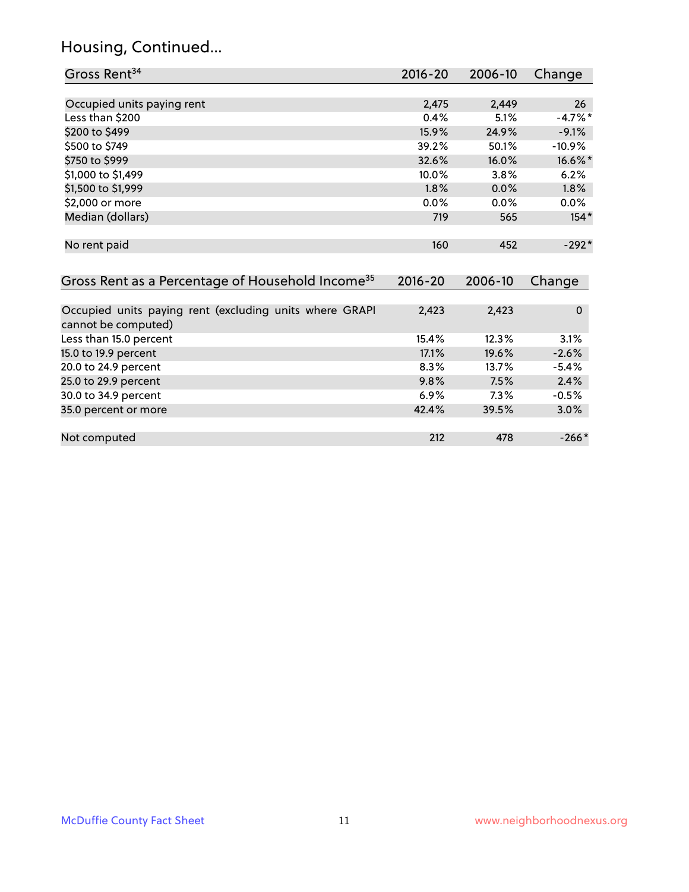## Housing, Continued...

| Gross Rent[34] | 2016-20 | 2006-10 | Change |
|---|---|---|---|
| Occupied units paying rent | 2,475 | 2,449 | 26 |
| Less than $200 | 0.4% | 5.1% | -4.7%* |
| $200 to $499 | 15.9% | 24.9% | -9.1% |
| $500 to $749 | 39.2% | 50.1% | -10.9% |
| $750 to $999 | 32.6% | 16.0% | 16.6%* |
| $1,000 to $1,499 | 10.0% | 3.8% | 6.2% |
| $1,500 to $1,999 | 1.8% | 0.0% | 1.8% |
| $2,000 or more | 0.0% | 0.0% | 0.0% |
| Median (dollars) | 719 | 565 | 154* |
| No rent paid | 160 | 452 | -292* |

| Gross Rent as a Percentage of Household Income[35] | 2016-20 | 2006-10 | Change |
|---|---|---|---|
| Occupied units paying rent (excluding units where GRAPI cannot be computed) | 2,423 | 2,423 | 0 |
| Less than 15.0 percent | 15.4% | 12.3% | 3.1% |
| 15.0 to 19.9 percent | 17.1% | 19.6% | -2.6% |
| 20.0 to 24.9 percent | 8.3% | 13.7% | -5.4% |
| 25.0 to 29.9 percent | 9.8% | 7.5% | 2.4% |
| 30.0 to 34.9 percent | 6.9% | 7.3% | -0.5% |
| 35.0 percent or more | 42.4% | 39.5% | 3.0% |
| Not computed | 212 | 478 | -266* |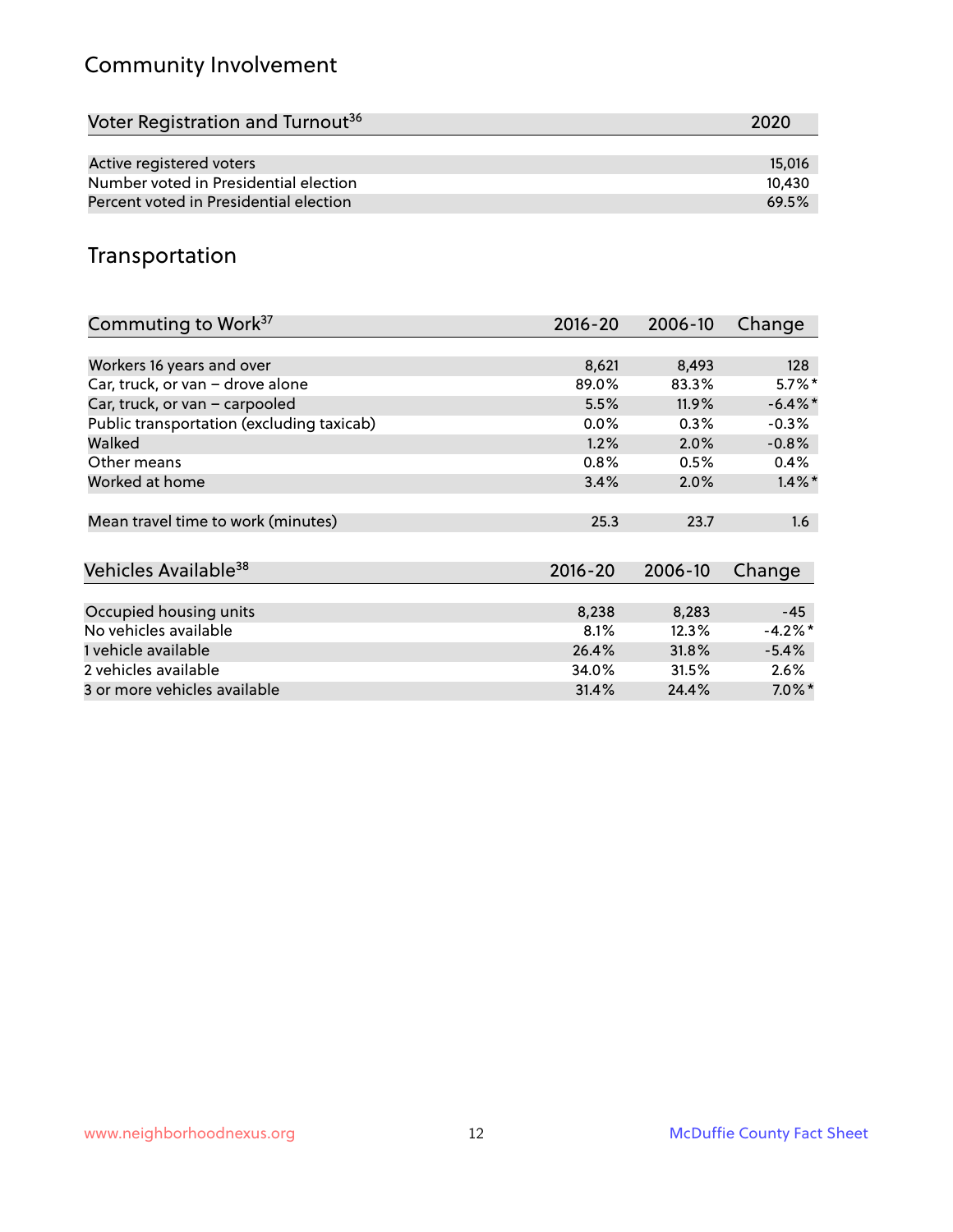## Community Involvement

| Voter Registration and Turnout[36] | 2020 |
|---|---|
| Active registered voters | 15,016 |
| Number voted in Presidential election | 10,430 |
| Percent voted in Presidential election | 69.5% |

## Transportation

| Commuting to Work[37] | 2016-20 | 2006-10 | Change |
|---|---|---|---|
| Workers 16 years and over | 8,621 | 8,493 | 128 |
| Car, truck, or van – drove alone | 89.0% | 83.3% | 5.7%* |
| Car, truck, or van – carpooled | 5.5% | 11.9% | -6.4%* |
| Public transportation (excluding taxicab) | 0.0% | 0.3% | -0.3% |
| Walked | 1.2% | 2.0% | -0.8% |
| Other means | 0.8% | 0.5% | 0.4% |
| Worked at home | 3.4% | 2.0% | 1.4%* |
| Mean travel time to work (minutes) | 25.3 | 23.7 | 1.6 |

| Vehicles Available[38] | 2016-20 | 2006-10 | Change |
|---|---|---|---|
| Occupied housing units | 8,238 | 8,283 | -45 |
| No vehicles available | 8.1% | 12.3% | -4.2%* |
| 1 vehicle available | 26.4% | 31.8% | -5.4% |
| 2 vehicles available | 34.0% | 31.5% | 2.6% |
| 3 or more vehicles available | 31.4% | 24.4% | 7.0%* |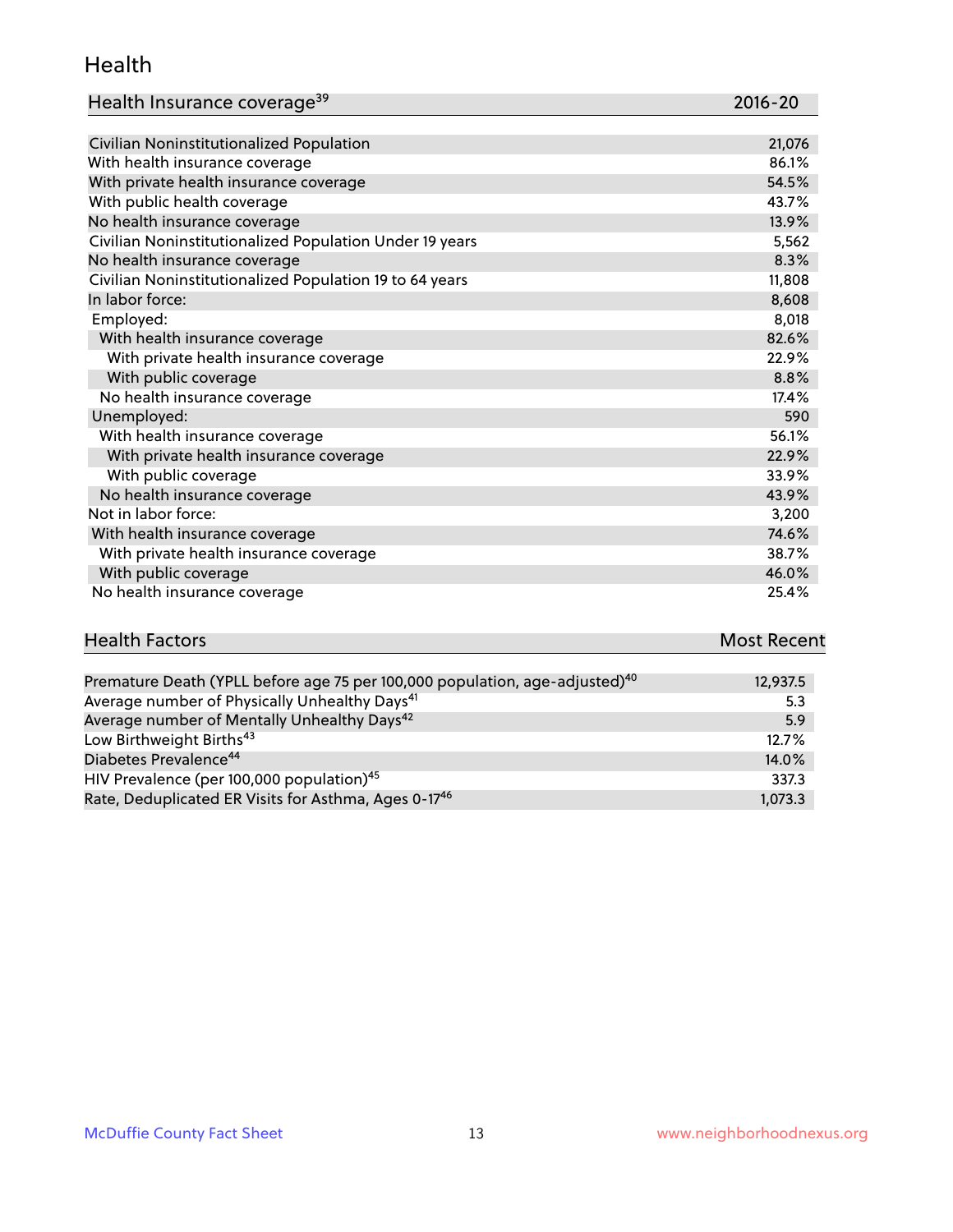## Health

| Health Insurance coverage[39] | 2016-20 |
|---|---|
| Civilian Noninstitutionalized Population | 21,076 |
| With health insurance coverage | 86.1% |
| With private health insurance coverage | 54.5% |
| With public health coverage | 43.7% |
| No health insurance coverage | 13.9% |
| Civilian Noninstitutionalized Population Under 19 years | 5,562 |
| No health insurance coverage | 8.3% |
| Civilian Noninstitutionalized Population 19 to 64 years | 11,808 |
| In labor force: | 8,608 |
| Employed: | 8,018 |
| With health insurance coverage | 82.6% |
| With private health insurance coverage | 22.9% |
| With public coverage | 8.8% |
| No health insurance coverage | 17.4% |
| Unemployed: | 590 |
| With health insurance coverage | 56.1% |
| With private health insurance coverage | 22.9% |
| With public coverage | 33.9% |
| No health insurance coverage | 43.9% |
| Not in labor force: | 3,200 |
| With health insurance coverage | 74.6% |
| With private health insurance coverage | 38.7% |
| With public coverage | 46.0% |
| No health insurance coverage | 25.4% |

| Health Factors | Most Recent |
|---|---|
| Premature Death (YPLL before age 75 per 100,000 population, age-adjusted)[40] | 12,937.5 |
| Average number of Physically Unhealthy Days[41] | 5.3 |
| Average number of Mentally Unhealthy Days[42] | 5.9 |
| Low Birthweight Births[43] | 12.7% |
| Diabetes Prevalence[44] | 14.0% |
| HIV Prevalence (per 100,000 population)[45] | 337.3 |
| Rate, Deduplicated ER Visits for Asthma, Ages 0-17[46] | 1,073.3 |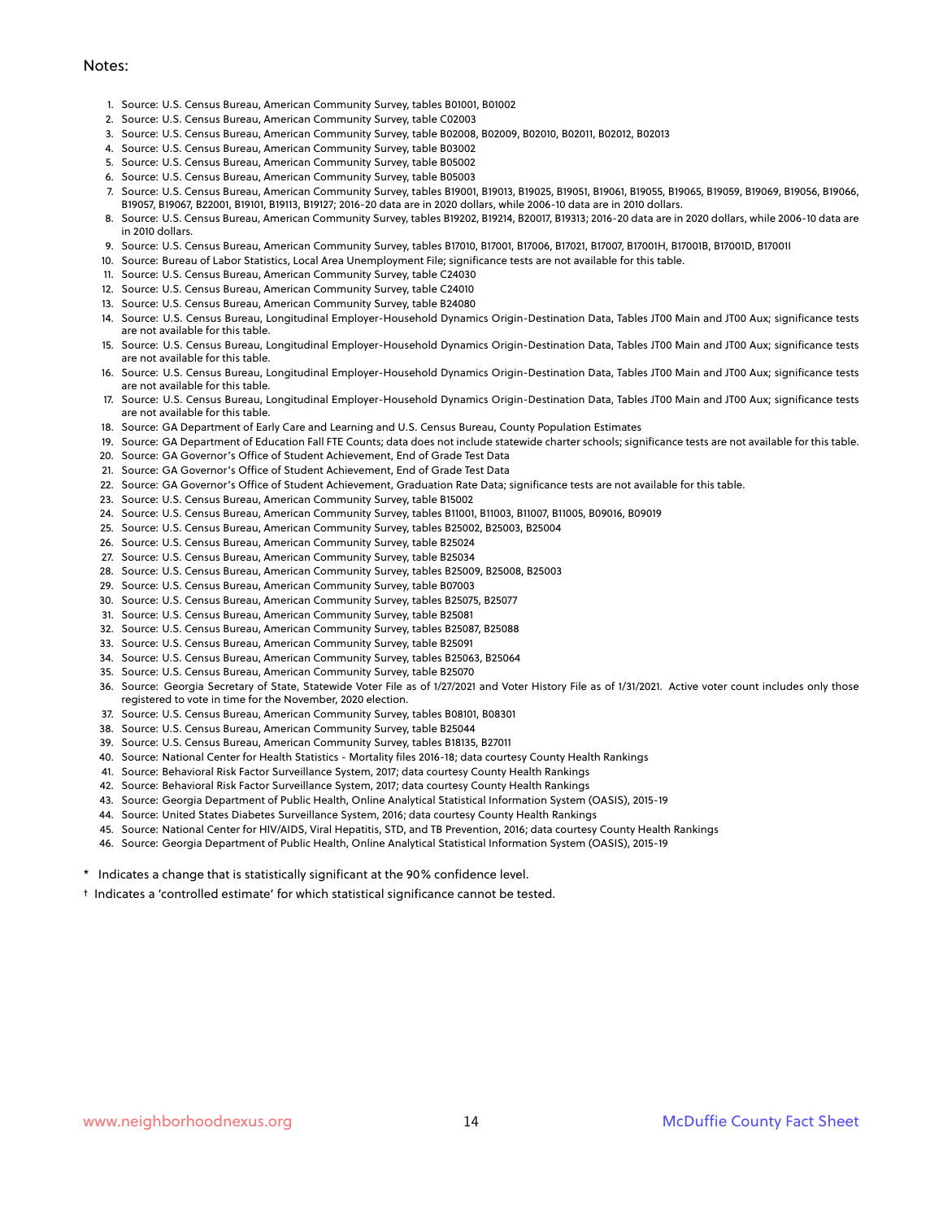Notes:

1. Source: U.S. Census Bureau, American Community Survey, tables B01001, B01002
2. Source: U.S. Census Bureau, American Community Survey, table C02003
3. Source: U.S. Census Bureau, American Community Survey, table B02008, B02009, B02010, B02011, B02012, B02013
4. Source: U.S. Census Bureau, American Community Survey, table B03002
5. Source: U.S. Census Bureau, American Community Survey, table B05002
6. Source: U.S. Census Bureau, American Community Survey, table B05003
7. Source: U.S. Census Bureau, American Community Survey, tables B19001, B19013, B19025, B19051, B19061, B19055, B19065, B19059, B19069, B19056, B19066, B19057, B19067, B22001, B19101, B19113, B19127; 2016-20 data are in 2020 dollars, while 2006-10 data are in 2010 dollars.
8. Source: U.S. Census Bureau, American Community Survey, tables B19202, B19214, B20017, B19313; 2016-20 data are in 2020 dollars, while 2006-10 data are in 2010 dollars.
9. Source: U.S. Census Bureau, American Community Survey, tables B17010, B17001, B17006, B17021, B17007, B17001H, B17001B, B17001D, B17001I
10. Source: Bureau of Labor Statistics, Local Area Unemployment File; significance tests are not available for this table.
11. Source: U.S. Census Bureau, American Community Survey, table C24030
12. Source: U.S. Census Bureau, American Community Survey, table C24010
13. Source: U.S. Census Bureau, American Community Survey, table B24080
14. Source: U.S. Census Bureau, Longitudinal Employer-Household Dynamics Origin-Destination Data, Tables JT00 Main and JT00 Aux; significance tests are not available for this table.
15. Source: U.S. Census Bureau, Longitudinal Employer-Household Dynamics Origin-Destination Data, Tables JT00 Main and JT00 Aux; significance tests are not available for this table.
16. Source: U.S. Census Bureau, Longitudinal Employer-Household Dynamics Origin-Destination Data, Tables JT00 Main and JT00 Aux; significance tests are not available for this table.
17. Source: U.S. Census Bureau, Longitudinal Employer-Household Dynamics Origin-Destination Data, Tables JT00 Main and JT00 Aux; significance tests are not available for this table.
18. Source: GA Department of Early Care and Learning and U.S. Census Bureau, County Population Estimates
19. Source: GA Department of Education Fall FTE Counts; data does not include statewide charter schools; significance tests are not available for this table.
20. Source: GA Governor's Office of Student Achievement, End of Grade Test Data
21. Source: GA Governor's Office of Student Achievement, End of Grade Test Data
22. Source: GA Governor's Office of Student Achievement, Graduation Rate Data; significance tests are not available for this table.
23. Source: U.S. Census Bureau, American Community Survey, table B15002
24. Source: U.S. Census Bureau, American Community Survey, tables B11001, B11003, B11007, B11005, B09016, B09019
25. Source: U.S. Census Bureau, American Community Survey, tables B25002, B25003, B25004
26. Source: U.S. Census Bureau, American Community Survey, table B25024
27. Source: U.S. Census Bureau, American Community Survey, table B25034
28. Source: U.S. Census Bureau, American Community Survey, tables B25009, B25008, B25003
29. Source: U.S. Census Bureau, American Community Survey, table B07003
30. Source: U.S. Census Bureau, American Community Survey, tables B25075, B25077
31. Source: U.S. Census Bureau, American Community Survey, table B25081
32. Source: U.S. Census Bureau, American Community Survey, tables B25087, B25088
33. Source: U.S. Census Bureau, American Community Survey, table B25091
34. Source: U.S. Census Bureau, American Community Survey, tables B25063, B25064
35. Source: U.S. Census Bureau, American Community Survey, table B25070
36. Source: Georgia Secretary of State, Statewide Voter File as of 1/27/2021 and Voter History File as of 1/31/2021. Active voter count includes only those registered to vote in time for the November, 2020 election.
37. Source: U.S. Census Bureau, American Community Survey, tables B08101, B08301
38. Source: U.S. Census Bureau, American Community Survey, table B25044
39. Source: U.S. Census Bureau, American Community Survey, tables B18135, B27011
40. Source: National Center for Health Statistics - Mortality files 2016-18; data courtesy County Health Rankings
41. Source: Behavioral Risk Factor Surveillance System, 2017; data courtesy County Health Rankings
42. Source: Behavioral Risk Factor Surveillance System, 2017; data courtesy County Health Rankings
43. Source: Georgia Department of Public Health, Online Analytical Statistical Information System (OASIS), 2015-19
44. Source: United States Diabetes Surveillance System, 2016; data courtesy County Health Rankings
45. Source: National Center for HIV/AIDS, Viral Hepatitis, STD, and TB Prevention, 2016; data courtesy County Health Rankings
46. Source: Georgia Department of Public Health, Online Analytical Statistical Information System (OASIS), 2015-19

\* Indicates a change that is statistically significant at the 90% confidence level.

† Indicates a 'controlled estimate' for which statistical significance cannot be tested.